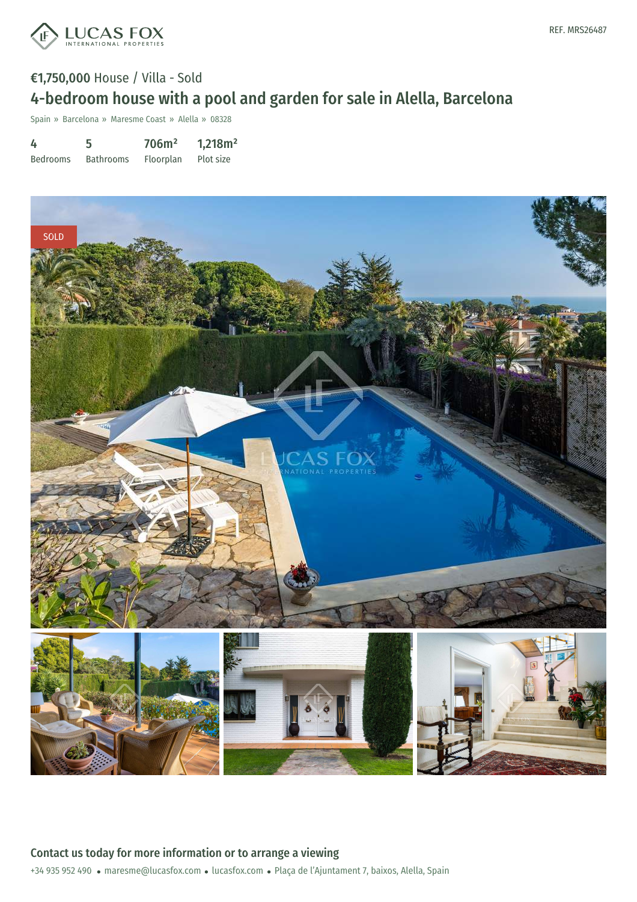LUCAS FOX
INTERNATIONAL PROPERTIES

REF. MRS26487

€1,750,000 House / Villa - Sold

# 4-bedroom house with a pool and garden for sale in Alella, Barcelona

Spain » Barcelona » Maresme Coast » Alella » 08328

| 4 | 5 | 706m² | 1,218m² |
|---|---|---|---|
| Bedrooms | Bathrooms | Floorplan | Plot size |

SOLD

## Contact us today for more information or to arrange a viewing

+34 935 952 490 • maresme@lucasfox.com • lucasfox.com • Plaça de l'Ajuntament 7, baixos, Alella, Spain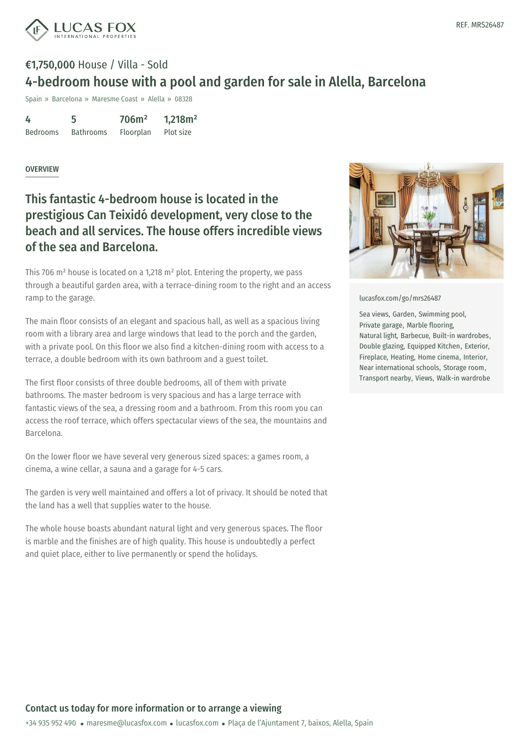REF. MRS26487

€1,750,000 House / Villa - Sold

# 4-bedroom house with a pool and garden for sale in Alella, Barcelona

Spain » Barcelona » Maresme Coast » Alella » 08328

| 4 | 5 | 706m² | 1,218m² |
|---|---|---|---|
| Bedrooms | Bathrooms | Floorplan | Plot size |

OVERVIEW

## This fantastic 4-bedroom house is located in the prestigious Can Teixidó development, very close to the beach and all services. The house offers incredible views of the sea and Barcelona.

This 706 m² house is located on a 1,218 m² plot. Entering the property, we pass through a beautiful garden area, with a terrace-dining room to the right and an access ramp to the garage.

The main floor consists of an elegant and spacious hall, as well as a spacious living room with a library area and large windows that lead to the porch and the garden, with a private pool. On this floor we also find a kitchen-dining room with access to a terrace, a double bedroom with its own bathroom and a guest toilet.

The first floor consists of three double bedrooms, all of them with private bathrooms. The master bedroom is very spacious and has a large terrace with fantastic views of the sea, a dressing room and a bathroom. From this room you can access the roof terrace, which offers spectacular views of the sea, the mountains and Barcelona.

On the lower floor we have several very generous sized spaces: a games room, a cinema, a wine cellar, a sauna and a garage for 4-5 cars.

The garden is very well maintained and offers a lot of privacy. It should be noted that the land has a well that supplies water to the house.

The whole house boasts abundant natural light and very generous spaces. The floor is marble and the finishes are of high quality. This house is undoubtedly a perfect and quiet place, either to live permanently or spend the holidays.

lucasfox.com/go/mrs26487

Sea views, Garden, Swimming pool, Private garage, Marble flooring, Natural light, Barbecue, Built-in wardrobes, Double glazing, Equipped Kitchen, Exterior, Fireplace, Heating, Home cinema, Interior, Near international schools, Storage room, Transport nearby, Views, Walk-in wardrobe

**Contact us today for more information or to arrange a viewing**

+34 935 952 490 • maresme@lucasfox.com • lucasfox.com • Plaça de l'Ajuntament 7, baixos, Alella, Spain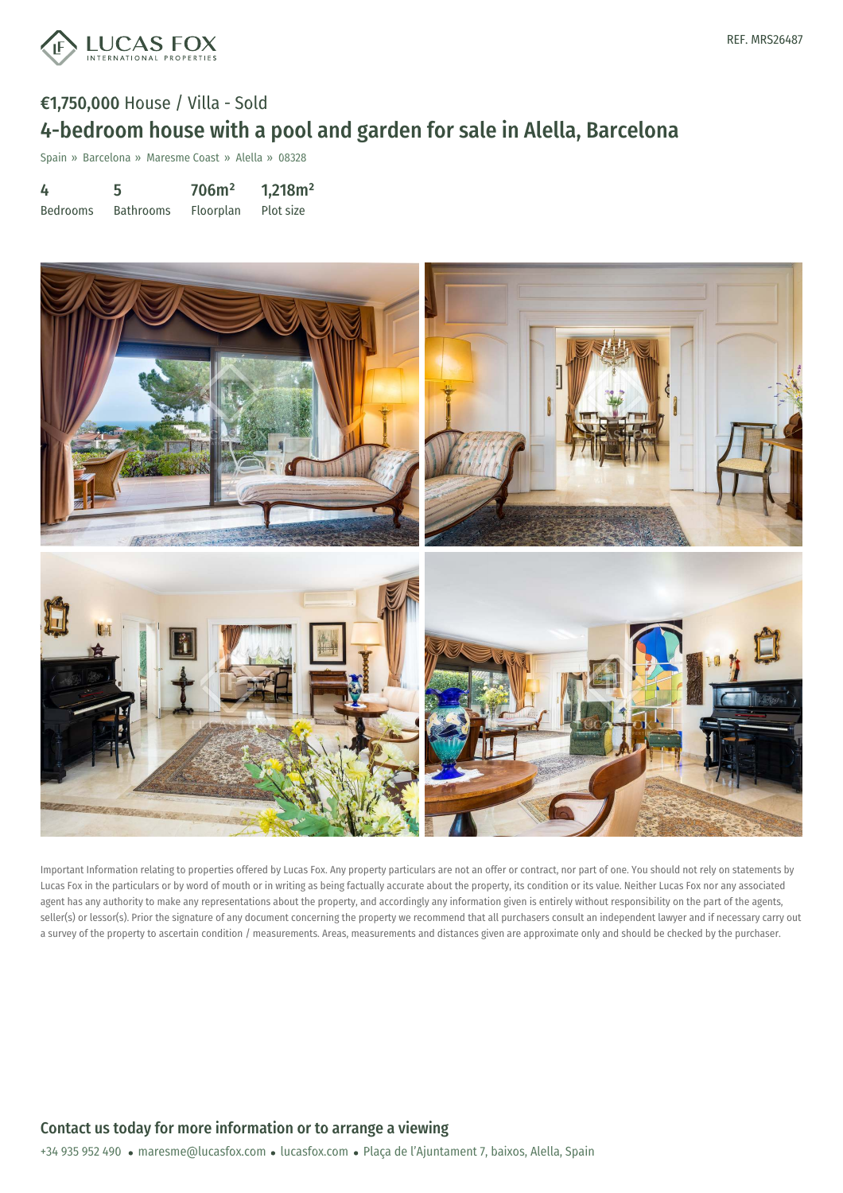REF. MRS26487

€1,750,000 House / Villa - Sold

# 4-bedroom house with a pool and garden for sale in Alella, Barcelona

Spain » Barcelona » Maresme Coast » Alella » 08328

| 4 | 5 | 706m² | 1,218m² |
|---|---|---|---|
| Bedrooms | Bathrooms | Floorplan | Plot size |

Important Information relating to properties offered by Lucas Fox. Any property particulars are not an offer or contract, nor part of one. You should not rely on statements by Lucas Fox in the particulars or by word of mouth or in writing as being factually accurate about the property, its condition or its value. Neither Lucas Fox nor any associated agent has any authority to make any representations about the property, and accordingly any information given is entirely without responsibility on the part of the agents, seller(s) or lessor(s). Prior the signature of any document concerning the property we recommend that all purchasers consult an independent lawyer and if necessary carry out a survey of the property to ascertain condition / measurements. Areas, measurements and distances given are approximate only and should be checked by the purchaser.

## Contact us today for more information or to arrange a viewing

+34 935 952 490 • maresme@lucasfox.com • lucasfox.com • Plaça de l'Ajuntament 7, baixos, Alella, Spain